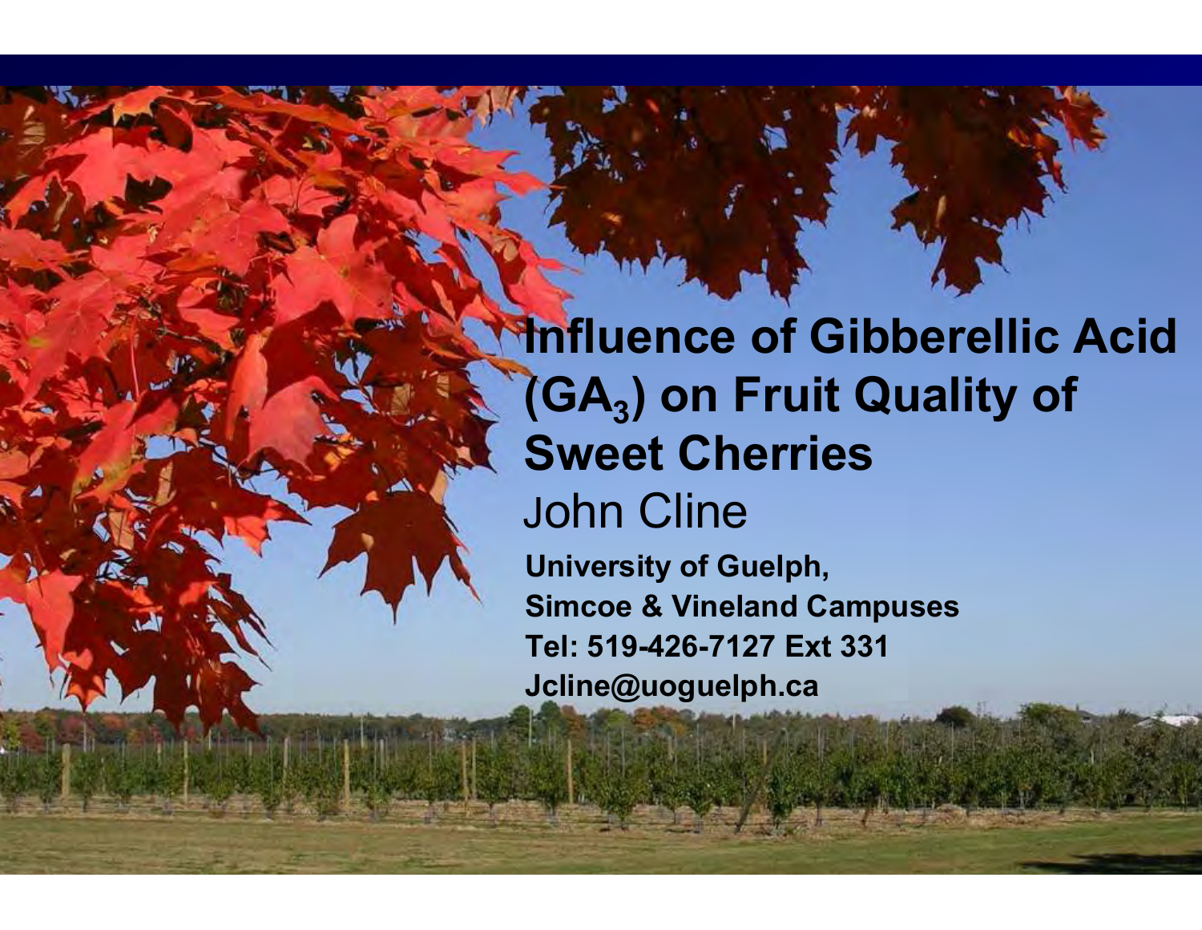# Influence of Gibberellic Acid ($GA_3$) on Fruit Quality of Sweet Cherries

John Cline

**University of Guelph,**
**Simcoe & Vineland Campuses**
**Tel: 519-426-7127 Ext 331**
**Jcline@uoguelph.ca**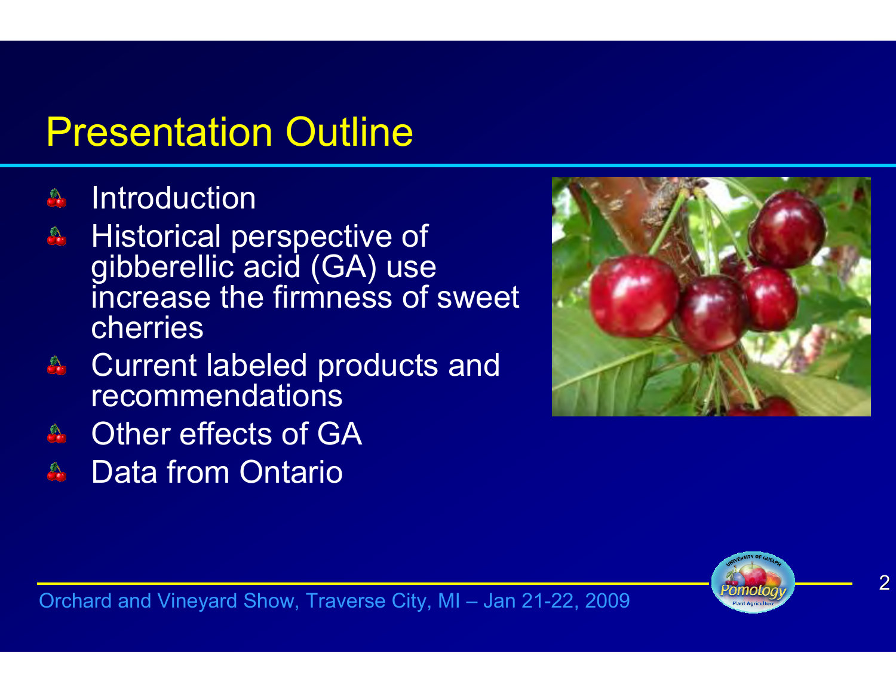# Presentation Outline

- Introduction
- Historical perspective of gibberellic acid (GA) use increase the firmness of sweet cherries
- Current labeled products and recommendations
- Other effects of GA
- Data from Ontario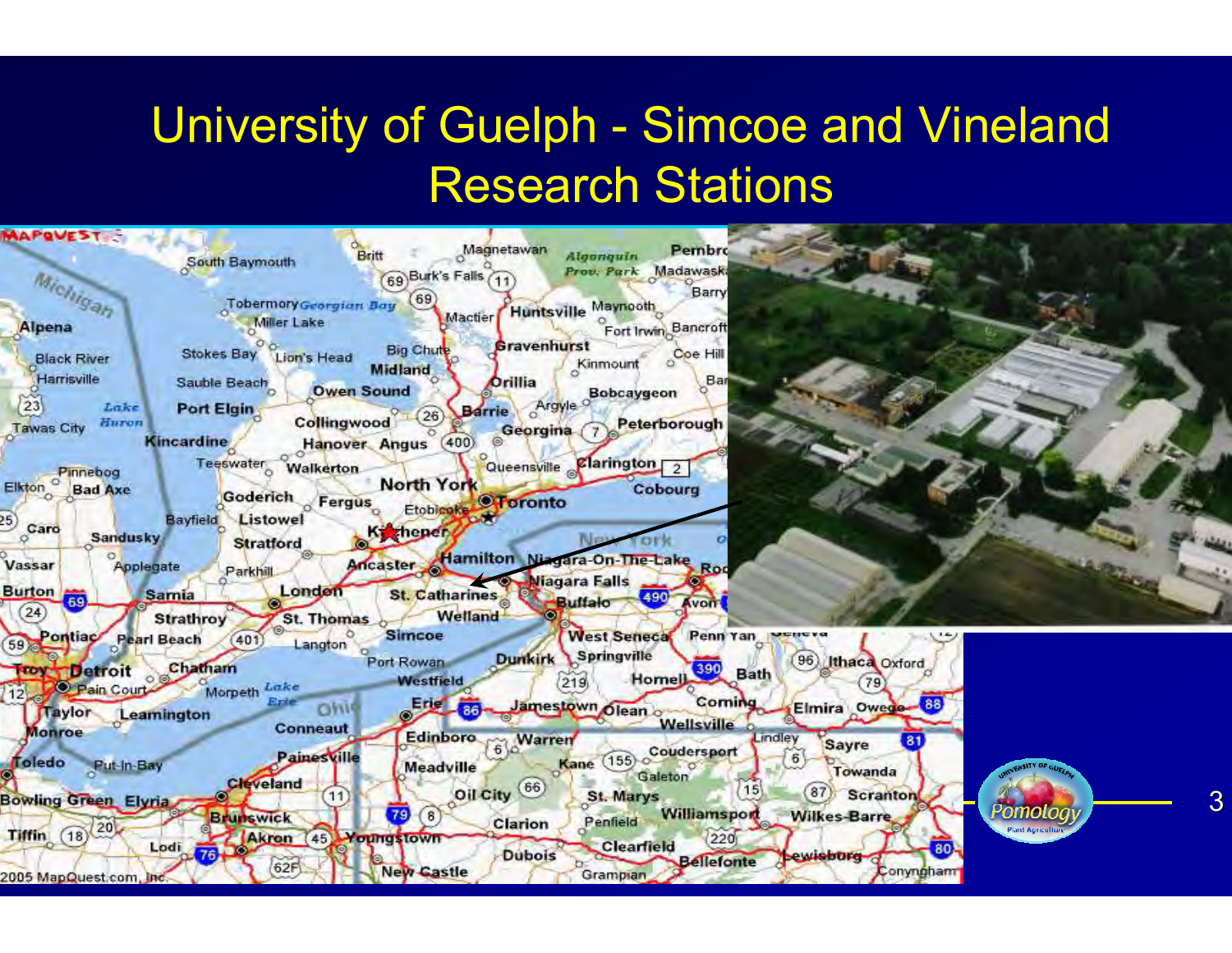# University of Guelph - Simcoe and Vineland Research Stations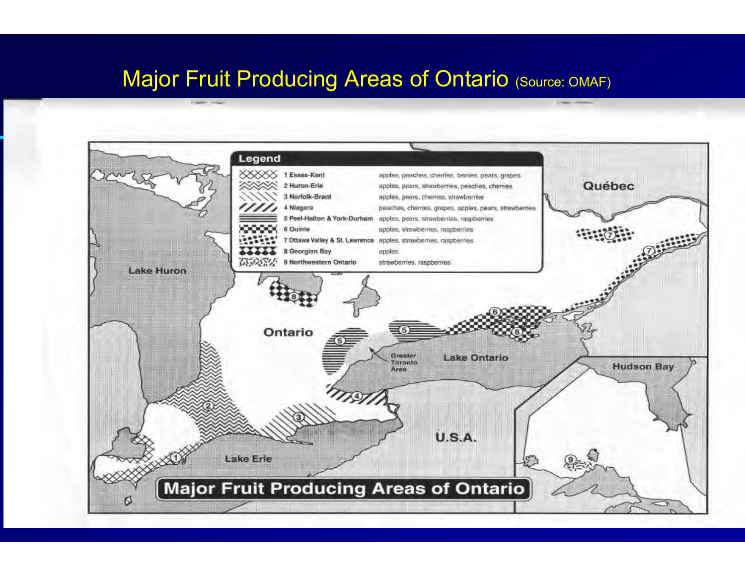# Major Fruit Producing Areas of Ontario (Source: OMAF)

Legend

1 Essex-Kent — apples, peaches, cherries, berries, pears, grapes
2 Huron-Erie — apples, pears, strawberries, peaches, cherries
3 Norfolk-Brant — apples, pears, cherries, strawberries
4 Niagara — peaches, cherries, grapes, apples, pears, strawberries
5 Peel-Halton & York-Durham — apples, pears, strawberries, raspberries
6 Quinte — apples, strawberries, raspberries
7 Ottawa Valley & St. Lawrence — apples, strawberries, raspberries
8 Georgian Bay — apples
9 Northwestern Ontario — strawberries, raspberries

Lake Huron

Ontario

Québec

Greater Toronto Area

Lake Ontario

Hudson Bay

U.S.A.

Lake Erie

Major Fruit Producing Areas of Ontario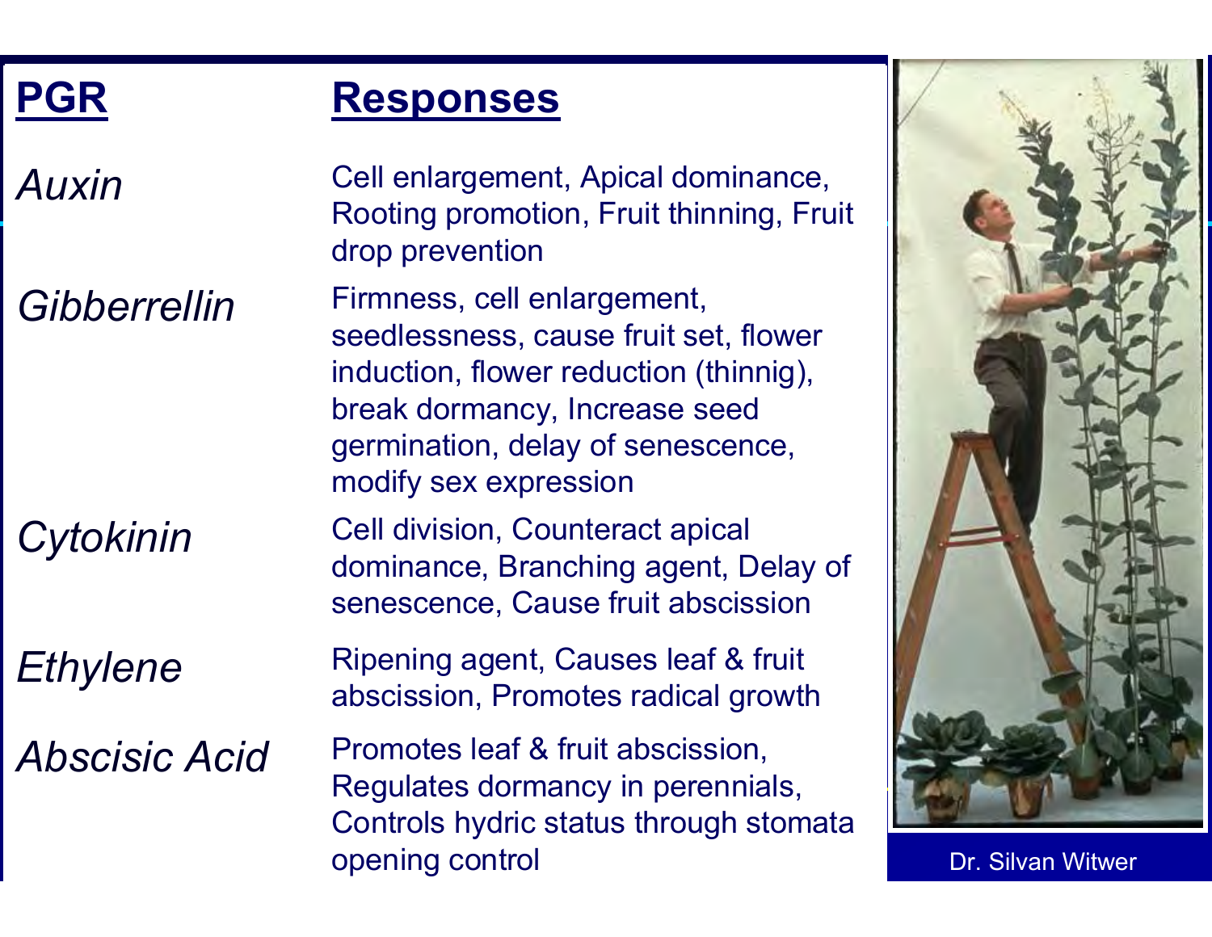| PGR | Responses |
| --- | --- |
| *Auxin* | Cell enlargement, Apical dominance, Rooting promotion, Fruit thinning, Fruit drop prevention |
| *Gibberrellin* | Firmness, cell enlargement, seedlessness, cause fruit set, flower induction, flower reduction (thinnig), break dormancy, Increase seed germination, delay of senescence, modify sex expression |
| *Cytokinin* | Cell division, Counteract apical dominance, Branching agent, Delay of senescence, Cause fruit abscission |
| *Ethylene* | Ripening agent, Causes leaf & fruit abscission, Promotes radical growth |
| *Abscisic Acid* | Promotes leaf & fruit abscission, Regulates dormancy in perennials, Controls hydric status through stomata opening control |

Dr. Silvan Witwer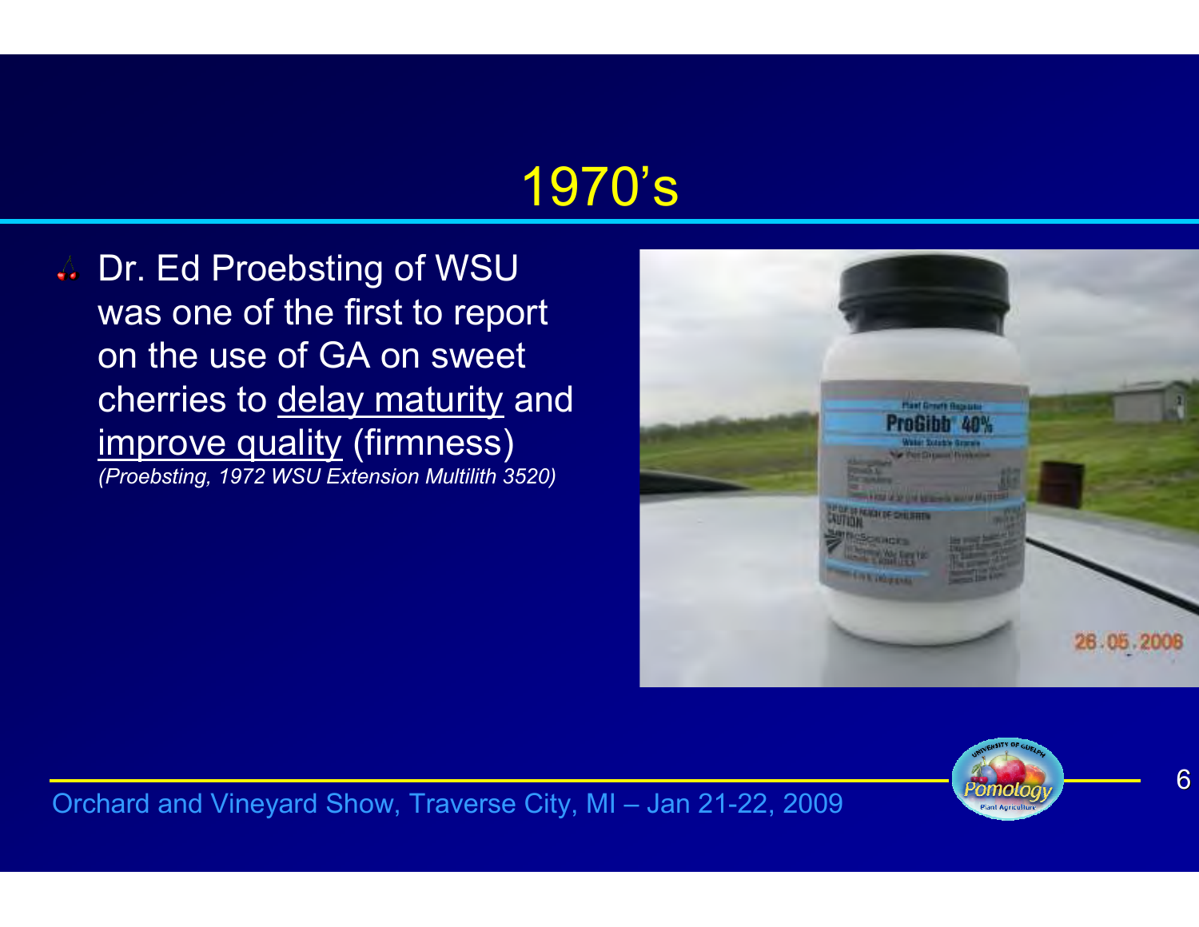# 1970's

- Dr. Ed Proebsting of WSU was one of the first to report on the use of GA on sweet cherries to delay maturity and improve quality (firmness)
  *(Proebsting, 1972 WSU Extension Multilith 3520)*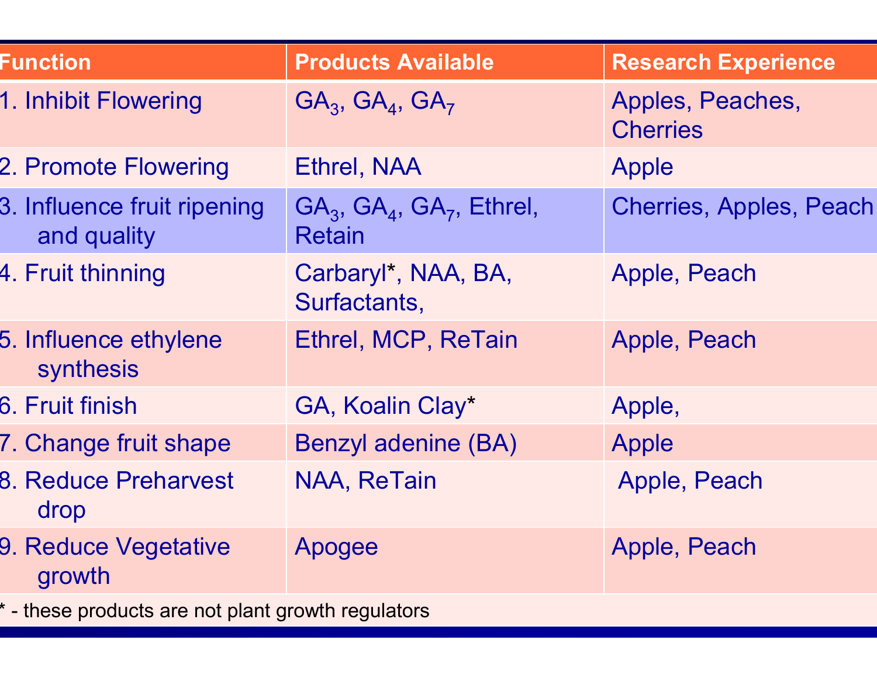| Function | Products Available | Research Experience |
| --- | --- | --- |
| 1. Inhibit Flowering | $GA_3$, $GA_4$, $GA_7$ | Apples, Peaches, Cherries |
| 2. Promote Flowering | Ethrel, NAA | Apple |
| 3. Influence fruit ripening and quality | $GA_3$, $GA_4$, $GA_7$, Ethrel, Retain | Cherries, Apples, Peach |
| 4. Fruit thinning | Carbaryl*, NAA, BA, Surfactants, | Apple, Peach |
| 5. Influence ethylene synthesis | Ethrel, MCP, ReTain | Apple, Peach |
| 6. Fruit finish | GA, Koalin Clay* | Apple, |
| 7. Change fruit shape | Benzyl adenine (BA) | Apple |
| 8. Reduce Preharvest drop | NAA, ReTain | Apple, Peach |
| 9. Reduce Vegetative growth | Apogee | Apple, Peach |

* - these products are not plant growth regulators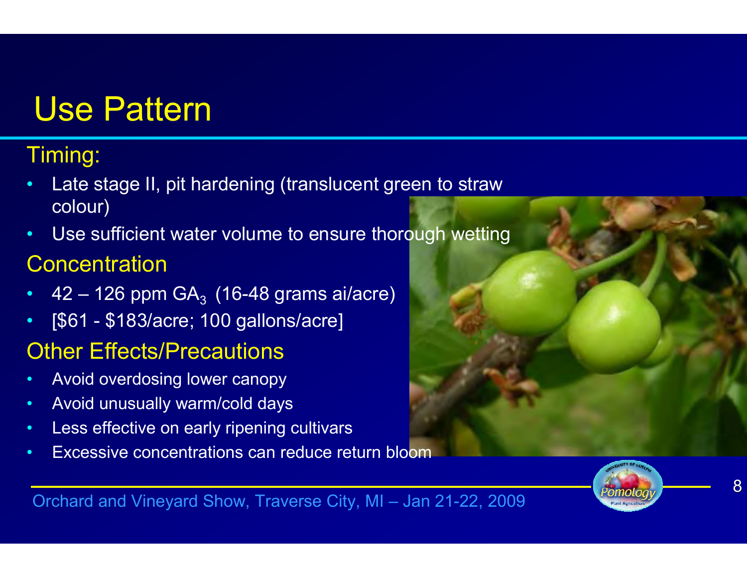# Use Pattern

## Timing:

- Late stage II, pit hardening (translucent green to straw colour)
- Use sufficient water volume to ensure thorough wetting

## Concentration

- 42 – 126 ppm $GA_3$ (16-48 grams ai/acre)
- [$61 - $183/acre; 100 gallons/acre]

## Other Effects/Precautions

- Avoid overdosing lower canopy
- Avoid unusually warm/cold days
- Less effective on early ripening cultivars
- Excessive concentrations can reduce return bloom